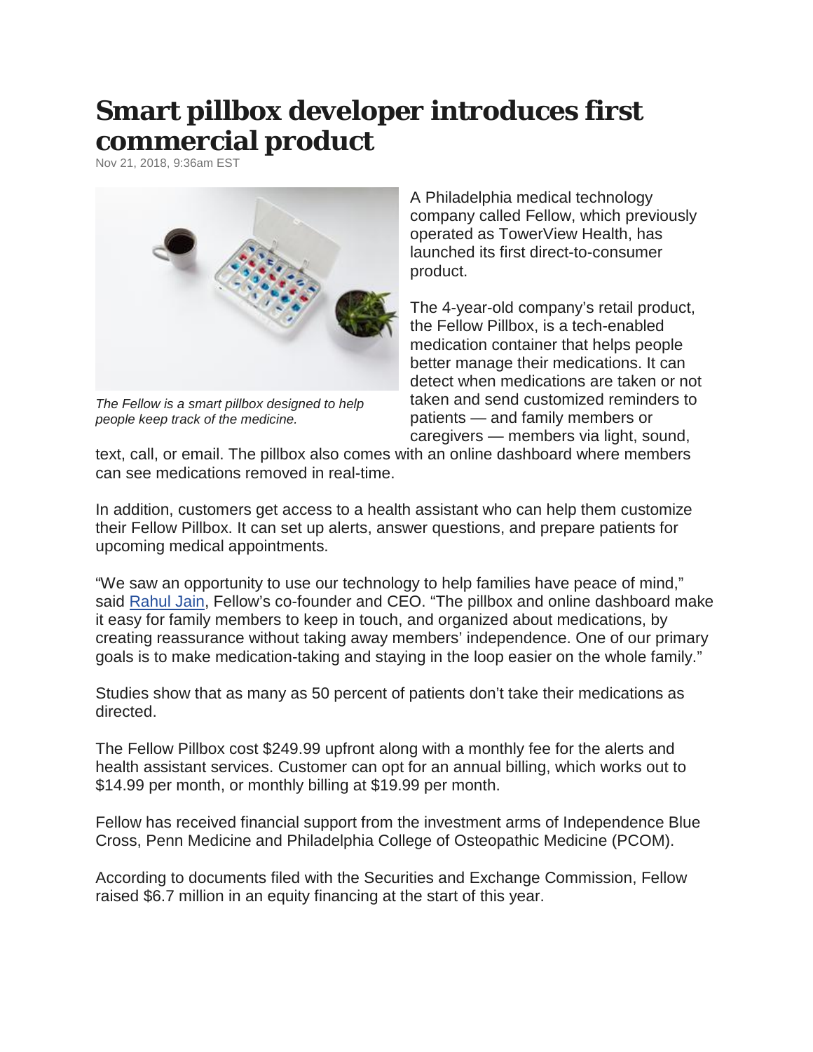# Smart pillbox developer introduces first commercial product

Nov 21, 2018, 9:36am EST

*The Fellow is a smart pillbox designed to help people keep track of the medicine.*

A Philadelphia medical technology company called Fellow, which previously operated as TowerView Health, has launched its first direct-to-consumer product.

The 4-year-old company's retail product, the Fellow Pillbox, is a tech-enabled medication container that helps people better manage their medications. It can detect when medications are taken or not taken and send customized reminders to patients — and family members or caregivers — members via light, sound, text, call, or email. The pillbox also comes with an online dashboard where members can see medications removed in real-time.

In addition, customers get access to a health assistant who can help them customize their Fellow Pillbox. It can set up alerts, answer questions, and prepare patients for upcoming medical appointments.

"We saw an opportunity to use our technology to help families have peace of mind," said Rahul Jain, Fellow's co-founder and CEO. "The pillbox and online dashboard make it easy for family members to keep in touch, and organized about medications, by creating reassurance without taking away members' independence. One of our primary goals is to make medication-taking and staying in the loop easier on the whole family."

Studies show that as many as 50 percent of patients don't take their medications as directed.

The Fellow Pillbox cost $249.99 upfront along with a monthly fee for the alerts and health assistant services. Customer can opt for an annual billing, which works out to $14.99 per month, or monthly billing at $19.99 per month.

Fellow has received financial support from the investment arms of Independence Blue Cross, Penn Medicine and Philadelphia College of Osteopathic Medicine (PCOM).

According to documents filed with the Securities and Exchange Commission, Fellow raised $6.7 million in an equity financing at the start of this year.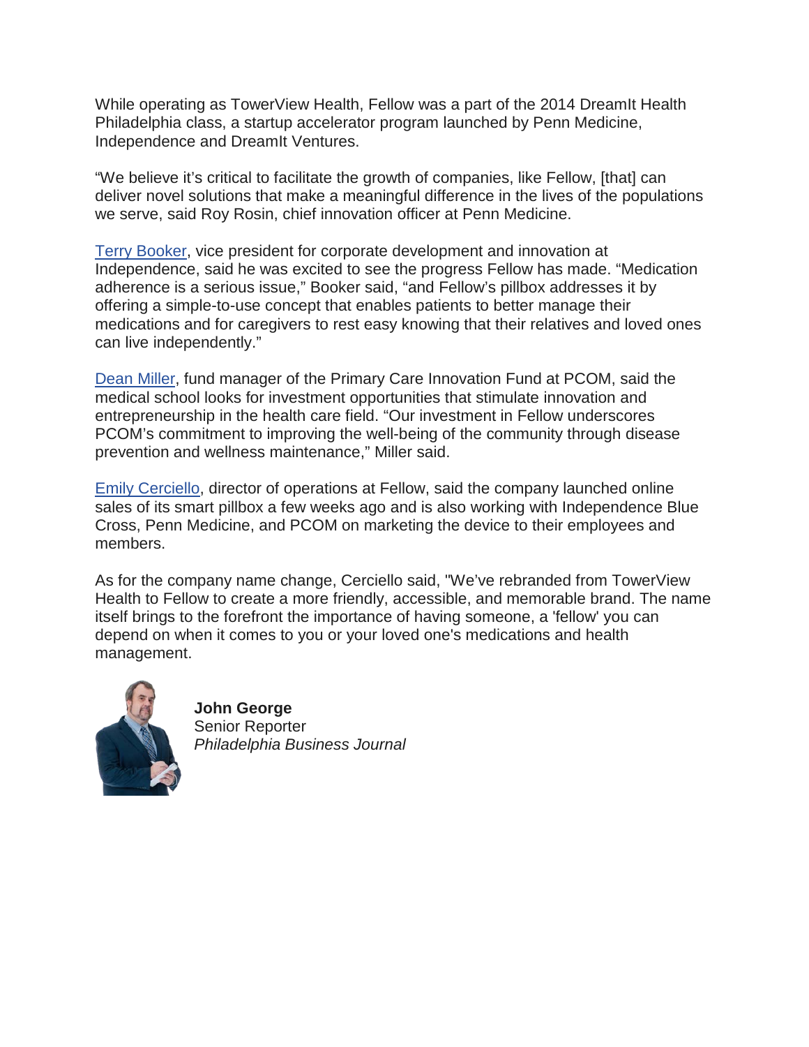While operating as TowerView Health, Fellow was a part of the 2014 DreamIt Health Philadelphia class, a startup accelerator program launched by Penn Medicine, Independence and DreamIt Ventures.

“We believe it’s critical to facilitate the growth of companies, like Fellow, [that] can deliver novel solutions that make a meaningful difference in the lives of the populations we serve, said Roy Rosin, chief innovation officer at Penn Medicine.

Terry Booker, vice president for corporate development and innovation at Independence, said he was excited to see the progress Fellow has made. “Medication adherence is a serious issue,” Booker said, “and Fellow’s pillbox addresses it by offering a simple-to-use concept that enables patients to better manage their medications and for caregivers to rest easy knowing that their relatives and loved ones can live independently.”

Dean Miller, fund manager of the Primary Care Innovation Fund at PCOM, said the medical school looks for investment opportunities that stimulate innovation and entrepreneurship in the health care field. “Our investment in Fellow underscores PCOM’s commitment to improving the well-being of the community through disease prevention and wellness maintenance,” Miller said.

Emily Cerciello, director of operations at Fellow, said the company launched online sales of its smart pillbox a few weeks ago and is also working with Independence Blue Cross, Penn Medicine, and PCOM on marketing the device to their employees and members.

As for the company name change, Cerciello said, "We’ve rebranded from TowerView Health to Fellow to create a more friendly, accessible, and memorable brand. The name itself brings to the forefront the importance of having someone, a 'fellow' you can depend on when it comes to you or your loved one's medications and health management.

**John George**
Senior Reporter
*Philadelphia Business Journal*